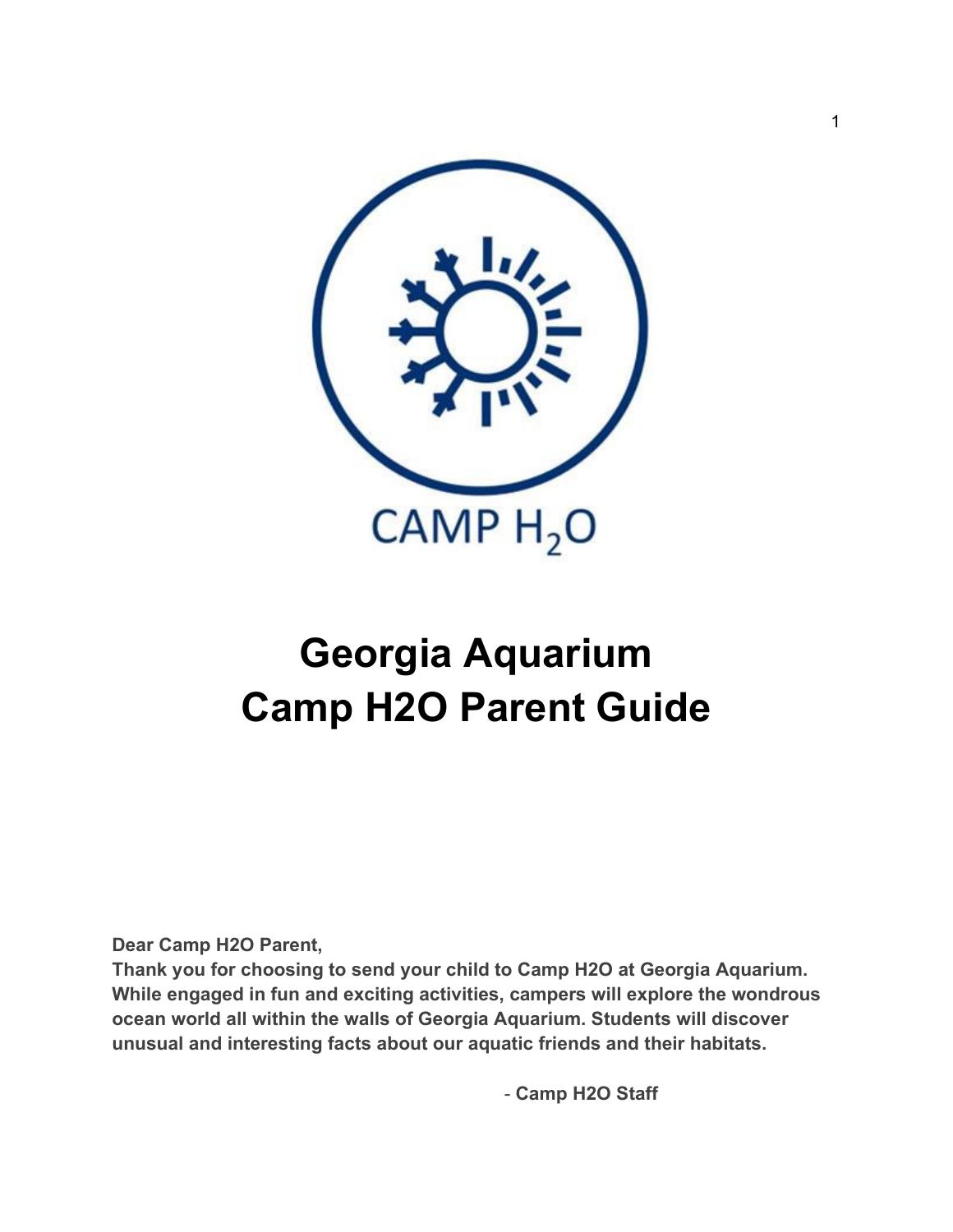CAMP $H_2O$

# Georgia Aquarium
# Camp H2O Parent Guide

**Dear Camp H2O Parent,**
**Thank you for choosing to send your child to Camp H2O at Georgia Aquarium. While engaged in fun and exciting activities, campers will explore the wondrous ocean world all within the walls of Georgia Aquarium. Students will discover unusual and interesting facts about our aquatic friends and their habitats.**

- **Camp H2O Staff**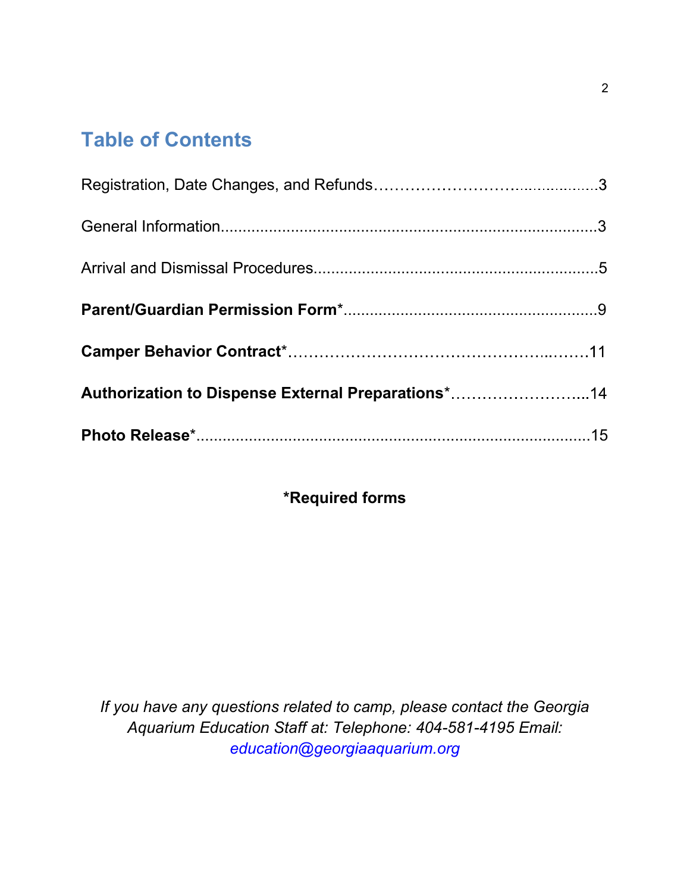# Table of Contents

Registration, Date Changes, and Refunds……………………….................3

General Information....................................................................................3

Arrival and Dismissal Procedures................................................................5

**Parent/Guardian Permission Form***.........................................................9

**Camper Behavior Contract***………………………………………..…….11

**Authorization to Dispense External Preparations***……………………...14

**Photo Release***.........................................................................................15

**\*Required forms**

*If you have any questions related to camp, please contact the Georgia Aquarium Education Staff at: Telephone: 404-581-4195 Email: education@georgiaaquarium.org*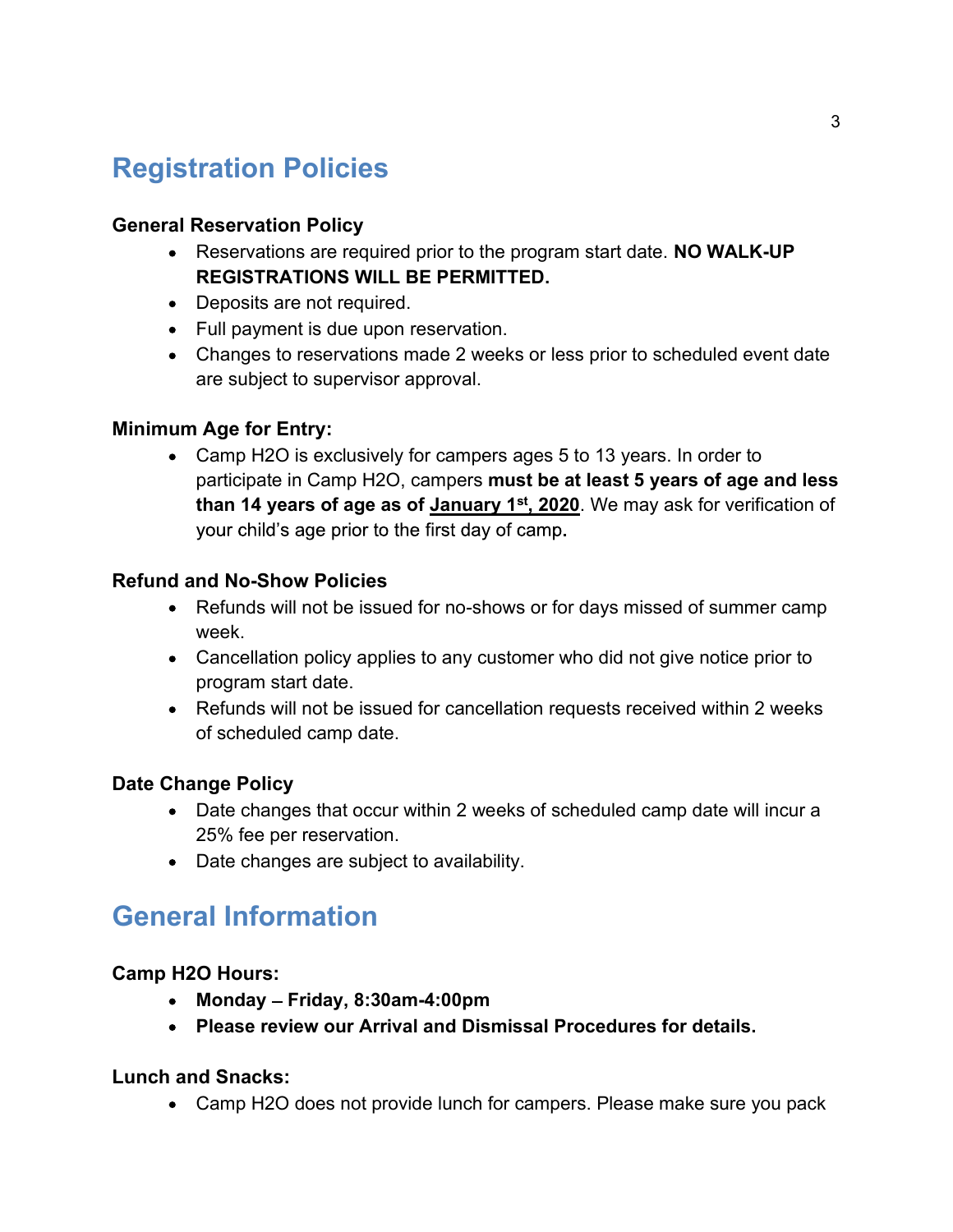## Registration Policies

### General Reservation Policy

- Reservations are required prior to the program start date. **NO WALK-UP REGISTRATIONS WILL BE PERMITTED.**
- Deposits are not required.
- Full payment is due upon reservation.
- Changes to reservations made 2 weeks or less prior to scheduled event date are subject to supervisor approval.

### Minimum Age for Entry:

- Camp H2O is exclusively for campers ages 5 to 13 years. In order to participate in Camp H2O, campers **must be at least 5 years of age and less than 14 years of age as of January 1st, 2020**. We may ask for verification of your child's age prior to the first day of camp.

### Refund and No-Show Policies

- Refunds will not be issued for no-shows or for days missed of summer camp week.
- Cancellation policy applies to any customer who did not give notice prior to program start date.
- Refunds will not be issued for cancellation requests received within 2 weeks of scheduled camp date.

### Date Change Policy

- Date changes that occur within 2 weeks of scheduled camp date will incur a 25% fee per reservation.
- Date changes are subject to availability.

## General Information

### Camp H2O Hours:

- **Monday – Friday, 8:30am-4:00pm**
- **Please review our Arrival and Dismissal Procedures for details.**

### Lunch and Snacks:

- Camp H2O does not provide lunch for campers. Please make sure you pack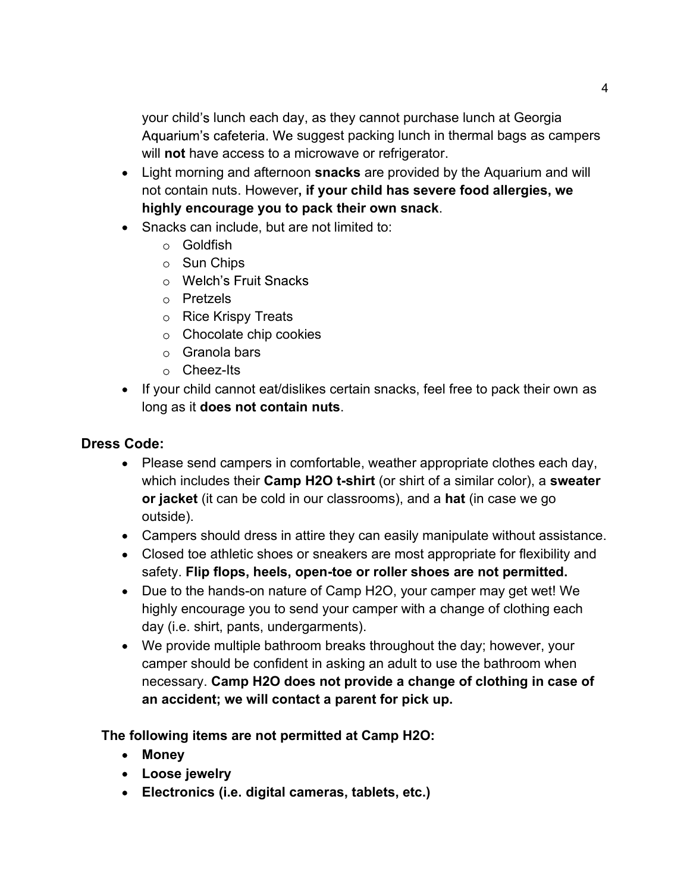your child's lunch each day, as they cannot purchase lunch at Georgia Aquarium's cafeteria. We suggest packing lunch in thermal bags as campers will **not** have access to a microwave or refrigerator.

- Light morning and afternoon **snacks** are provided by the Aquarium and will not contain nuts. However**, if your child has severe food allergies, we highly encourage you to pack their own snack**.
- Snacks can include, but are not limited to:
  - Goldfish
  - Sun Chips
  - Welch's Fruit Snacks
  - Pretzels
  - Rice Krispy Treats
  - Chocolate chip cookies
  - Granola bars
  - Cheez-Its
- If your child cannot eat/dislikes certain snacks, feel free to pack their own as long as it **does not contain nuts**.

## Dress Code:

- Please send campers in comfortable, weather appropriate clothes each day, which includes their **Camp H2O t-shirt** (or shirt of a similar color), a **sweater or jacket** (it can be cold in our classrooms), and a **hat** (in case we go outside).
- Campers should dress in attire they can easily manipulate without assistance.
- Closed toe athletic shoes or sneakers are most appropriate for flexibility and safety. **Flip flops, heels, open-toe or roller shoes are not permitted.**
- Due to the hands-on nature of Camp H2O, your camper may get wet! We highly encourage you to send your camper with a change of clothing each day (i.e. shirt, pants, undergarments).
- We provide multiple bathroom breaks throughout the day; however, your camper should be confident in asking an adult to use the bathroom when necessary. **Camp H2O does not provide a change of clothing in case of an accident; we will contact a parent for pick up.**

**The following items are not permitted at Camp H2O:**

- **Money**
- **Loose jewelry**
- **Electronics (i.e. digital cameras, tablets, etc.)**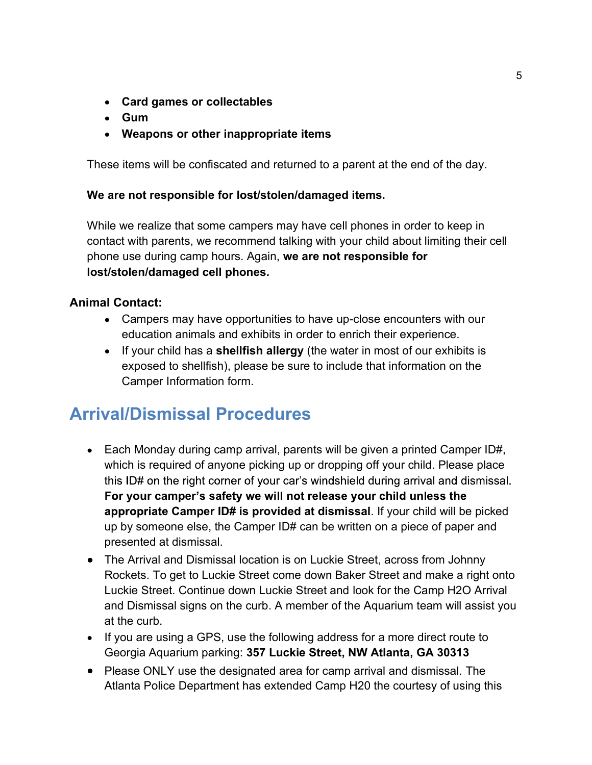- **Card games or collectables**
- **Gum**
- **Weapons or other inappropriate items**

These items will be confiscated and returned to a parent at the end of the day.

**We are not responsible for lost/stolen/damaged items.**

While we realize that some campers may have cell phones in order to keep in contact with parents, we recommend talking with your child about limiting their cell phone use during camp hours. Again, **we are not responsible for lost/stolen/damaged cell phones.**

**Animal Contact:**

- Campers may have opportunities to have up-close encounters with our education animals and exhibits in order to enrich their experience.
- If your child has a **shellfish allergy** (the water in most of our exhibits is exposed to shellfish), please be sure to include that information on the Camper Information form.

## Arrival/Dismissal Procedures

- Each Monday during camp arrival, parents will be given a printed Camper ID#, which is required of anyone picking up or dropping off your child. Please place this ID# on the right corner of your car's windshield during arrival and dismissal. **For your camper's safety we will not release your child unless the appropriate Camper ID# is provided at dismissal**. If your child will be picked up by someone else, the Camper ID# can be written on a piece of paper and presented at dismissal.
- The Arrival and Dismissal location is on Luckie Street, across from Johnny Rockets. To get to Luckie Street come down Baker Street and make a right onto Luckie Street. Continue down Luckie Street and look for the Camp H2O Arrival and Dismissal signs on the curb. A member of the Aquarium team will assist you at the curb.
- If you are using a GPS, use the following address for a more direct route to Georgia Aquarium parking: **357 Luckie Street, NW Atlanta, GA 30313**
- Please ONLY use the designated area for camp arrival and dismissal. The Atlanta Police Department has extended Camp H20 the courtesy of using this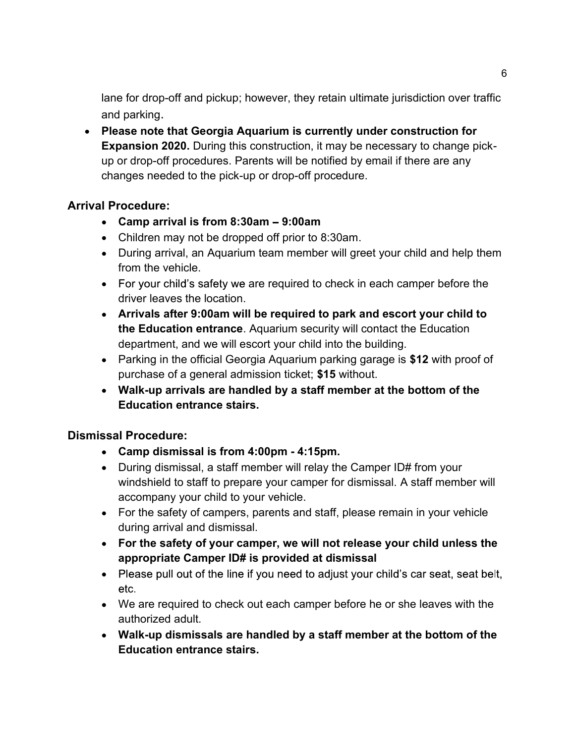lane for drop-off and pickup; however, they retain ultimate jurisdiction over traffic and parking.

- **Please note that Georgia Aquarium is currently under construction for Expansion 2020.** During this construction, it may be necessary to change pick-up or drop-off procedures. Parents will be notified by email if there are any changes needed to the pick-up or drop-off procedure.

### Arrival Procedure:

- **Camp arrival is from 8:30am – 9:00am**
- Children may not be dropped off prior to 8:30am.
- During arrival, an Aquarium team member will greet your child and help them from the vehicle.
- For your child's safety we are required to check in each camper before the driver leaves the location.
- **Arrivals after 9:00am will be required to park and escort your child to the Education entrance**. Aquarium security will contact the Education department, and we will escort your child into the building.
- Parking in the official Georgia Aquarium parking garage is **$12** with proof of purchase of a general admission ticket; **$15** without.
- **Walk-up arrivals are handled by a staff member at the bottom of the Education entrance stairs.**

### Dismissal Procedure:

- **Camp dismissal is from 4:00pm - 4:15pm.**
- During dismissal, a staff member will relay the Camper ID# from your windshield to staff to prepare your camper for dismissal. A staff member will accompany your child to your vehicle.
- For the safety of campers, parents and staff, please remain in your vehicle during arrival and dismissal.
- **For the safety of your camper, we will not release your child unless the appropriate Camper ID# is provided at dismissal**
- Please pull out of the line if you need to adjust your child's car seat, seat belt, etc.
- We are required to check out each camper before he or she leaves with the authorized adult.
- **Walk-up dismissals are handled by a staff member at the bottom of the Education entrance stairs.**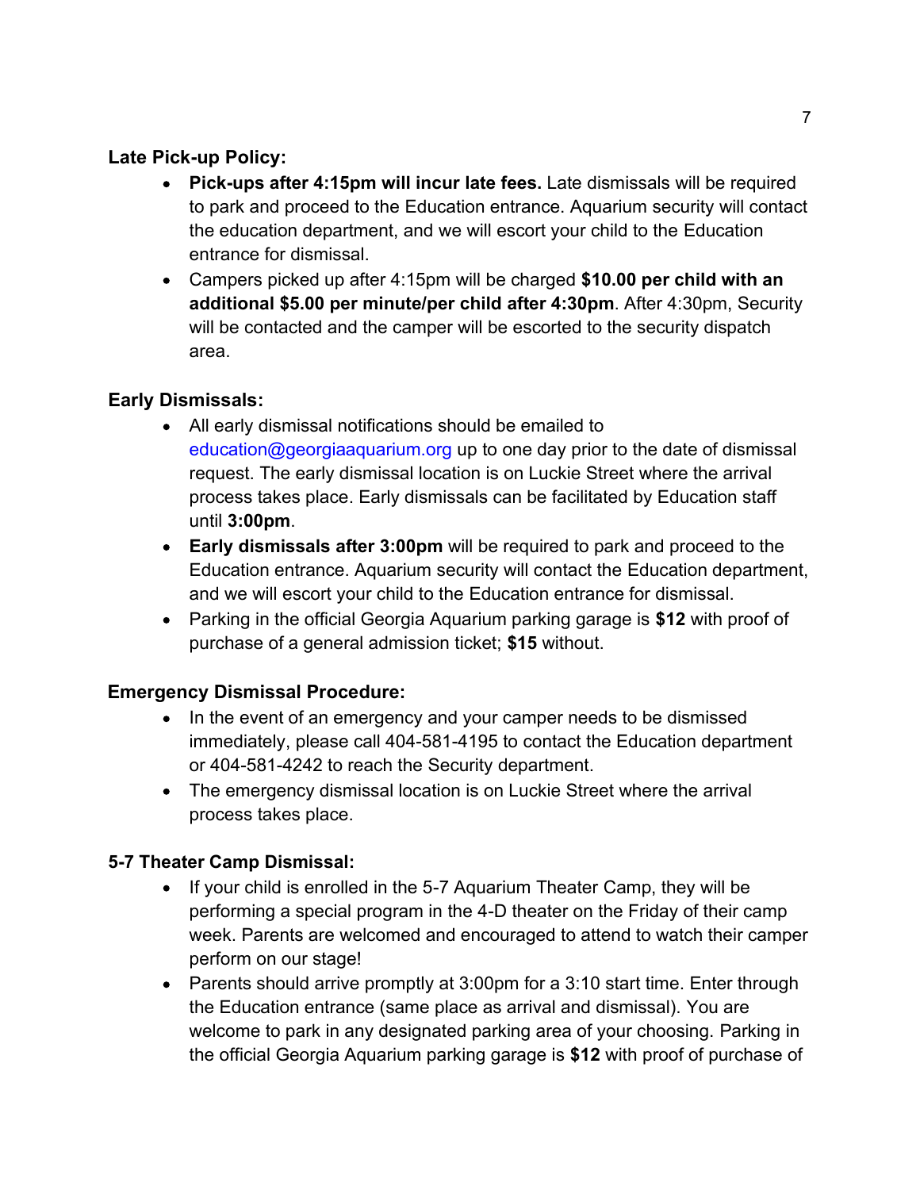**Late Pick-up Policy:**

- **Pick-ups after 4:15pm will incur late fees.** Late dismissals will be required to park and proceed to the Education entrance. Aquarium security will contact the education department, and we will escort your child to the Education entrance for dismissal.
- Campers picked up after 4:15pm will be charged **$10.00 per child with an additional $5.00 per minute/per child after 4:30pm**. After 4:30pm, Security will be contacted and the camper will be escorted to the security dispatch area.

**Early Dismissals:**

- All early dismissal notifications should be emailed to education@georgiaaquarium.org up to one day prior to the date of dismissal request. The early dismissal location is on Luckie Street where the arrival process takes place. Early dismissals can be facilitated by Education staff until **3:00pm**.
- **Early dismissals after 3:00pm** will be required to park and proceed to the Education entrance. Aquarium security will contact the Education department, and we will escort your child to the Education entrance for dismissal.
- Parking in the official Georgia Aquarium parking garage is **$12** with proof of purchase of a general admission ticket; **$15** without.

**Emergency Dismissal Procedure:**

- In the event of an emergency and your camper needs to be dismissed immediately, please call 404-581-4195 to contact the Education department or 404-581-4242 to reach the Security department.
- The emergency dismissal location is on Luckie Street where the arrival process takes place.

**5-7 Theater Camp Dismissal:**

- If your child is enrolled in the 5-7 Aquarium Theater Camp, they will be performing a special program in the 4-D theater on the Friday of their camp week. Parents are welcomed and encouraged to attend to watch their camper perform on our stage!
- Parents should arrive promptly at 3:00pm for a 3:10 start time. Enter through the Education entrance (same place as arrival and dismissal). You are welcome to park in any designated parking area of your choosing. Parking in the official Georgia Aquarium parking garage is **$12** with proof of purchase of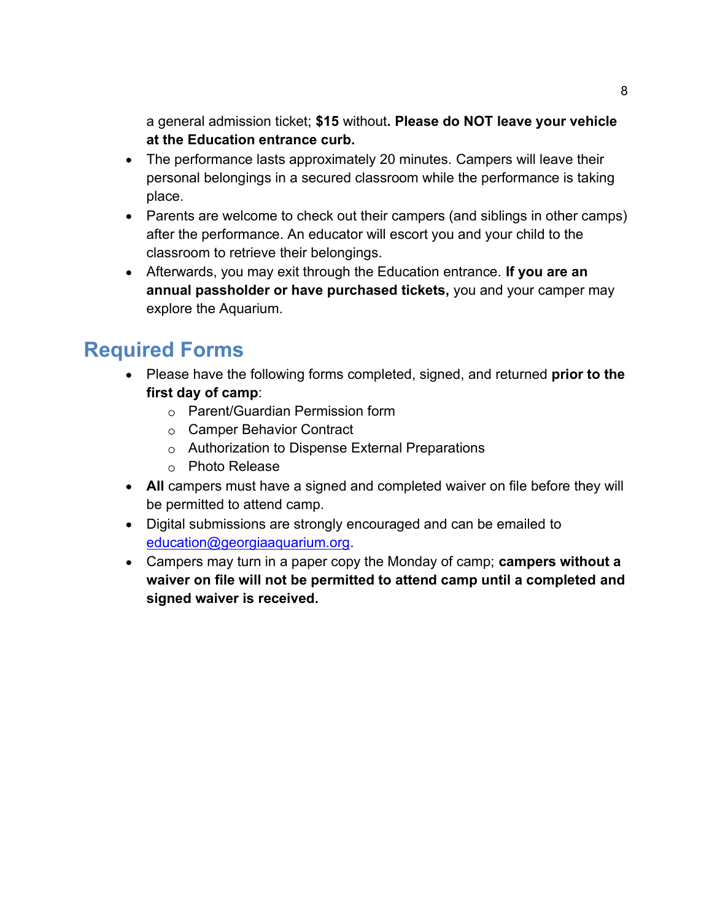a general admission ticket; **$15** without**. Please do NOT leave your vehicle at the Education entrance curb.**

- The performance lasts approximately 20 minutes. Campers will leave their personal belongings in a secured classroom while the performance is taking place.
- Parents are welcome to check out their campers (and siblings in other camps) after the performance. An educator will escort you and your child to the classroom to retrieve their belongings.
- Afterwards, you may exit through the Education entrance. **If you are an annual passholder or have purchased tickets,** you and your camper may explore the Aquarium.

## Required Forms

- Please have the following forms completed, signed, and returned **prior to the first day of camp**:
  - Parent/Guardian Permission form
  - Camper Behavior Contract
  - Authorization to Dispense External Preparations
  - Photo Release
- **All** campers must have a signed and completed waiver on file before they will be permitted to attend camp.
- Digital submissions are strongly encouraged and can be emailed to education@georgiaaquarium.org.
- Campers may turn in a paper copy the Monday of camp; **campers without a waiver on file will not be permitted to attend camp until a completed and signed waiver is received.**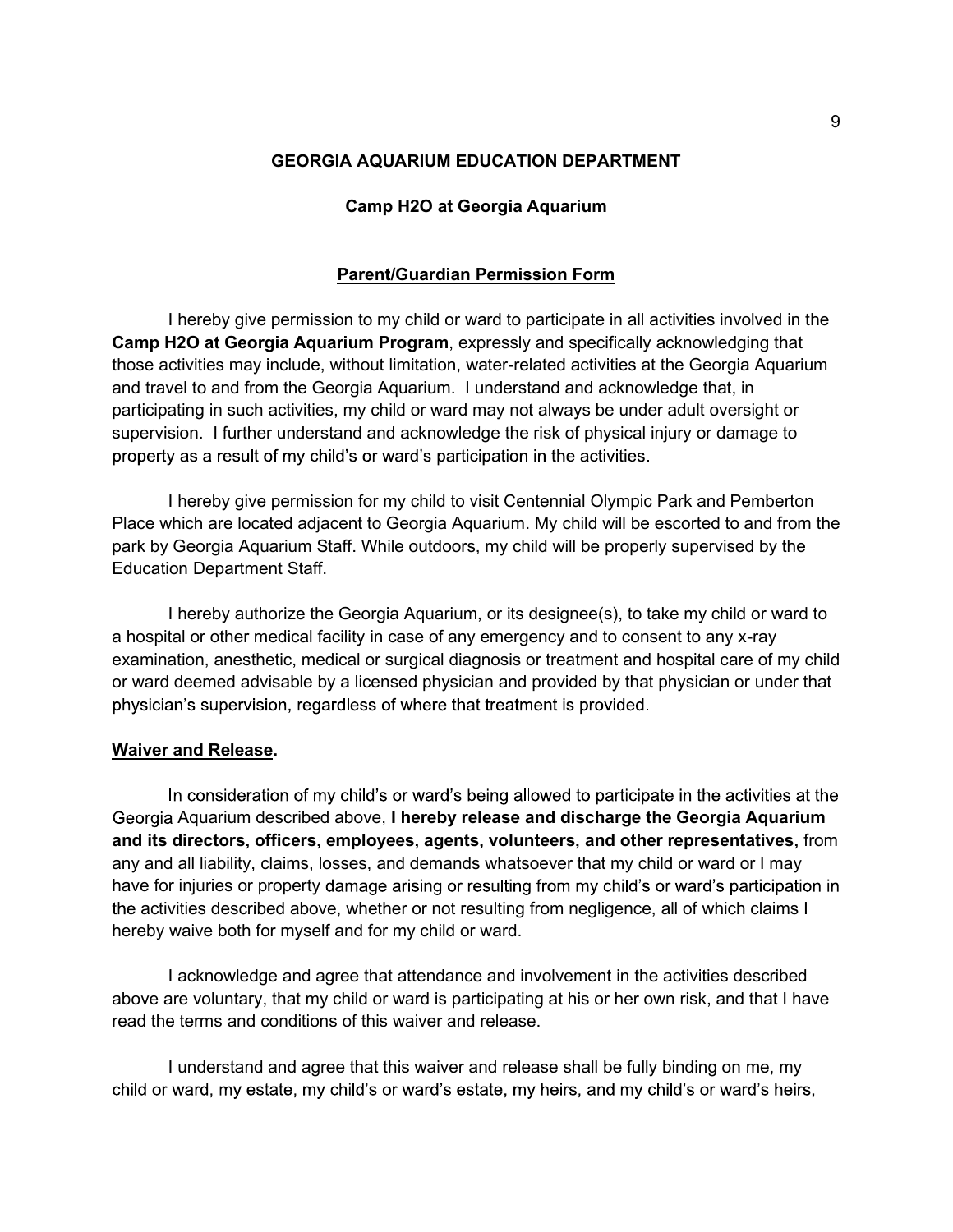## GEORGIA AQUARIUM EDUCATION DEPARTMENT

### Camp H2O at Georgia Aquarium

### Parent/Guardian Permission Form

I hereby give permission to my child or ward to participate in all activities involved in the **Camp H2O at Georgia Aquarium Program**, expressly and specifically acknowledging that those activities may include, without limitation, water-related activities at the Georgia Aquarium and travel to and from the Georgia Aquarium. I understand and acknowledge that, in participating in such activities, my child or ward may not always be under adult oversight or supervision. I further understand and acknowledge the risk of physical injury or damage to property as a result of my child's or ward's participation in the activities.

I hereby give permission for my child to visit Centennial Olympic Park and Pemberton Place which are located adjacent to Georgia Aquarium. My child will be escorted to and from the park by Georgia Aquarium Staff. While outdoors, my child will be properly supervised by the Education Department Staff.

I hereby authorize the Georgia Aquarium, or its designee(s), to take my child or ward to a hospital or other medical facility in case of any emergency and to consent to any x-ray examination, anesthetic, medical or surgical diagnosis or treatment and hospital care of my child or ward deemed advisable by a licensed physician and provided by that physician or under that physician's supervision, regardless of where that treatment is provided.

**Waiver and Release.**

In consideration of my child's or ward's being allowed to participate in the activities at the Georgia Aquarium described above, **I hereby release and discharge the Georgia Aquarium and its directors, officers, employees, agents, volunteers, and other representatives,** from any and all liability, claims, losses, and demands whatsoever that my child or ward or I may have for injuries or property damage arising or resulting from my child's or ward's participation in the activities described above, whether or not resulting from negligence, all of which claims I hereby waive both for myself and for my child or ward.

I acknowledge and agree that attendance and involvement in the activities described above are voluntary, that my child or ward is participating at his or her own risk, and that I have read the terms and conditions of this waiver and release.

I understand and agree that this waiver and release shall be fully binding on me, my child or ward, my estate, my child's or ward's estate, my heirs, and my child's or ward's heirs,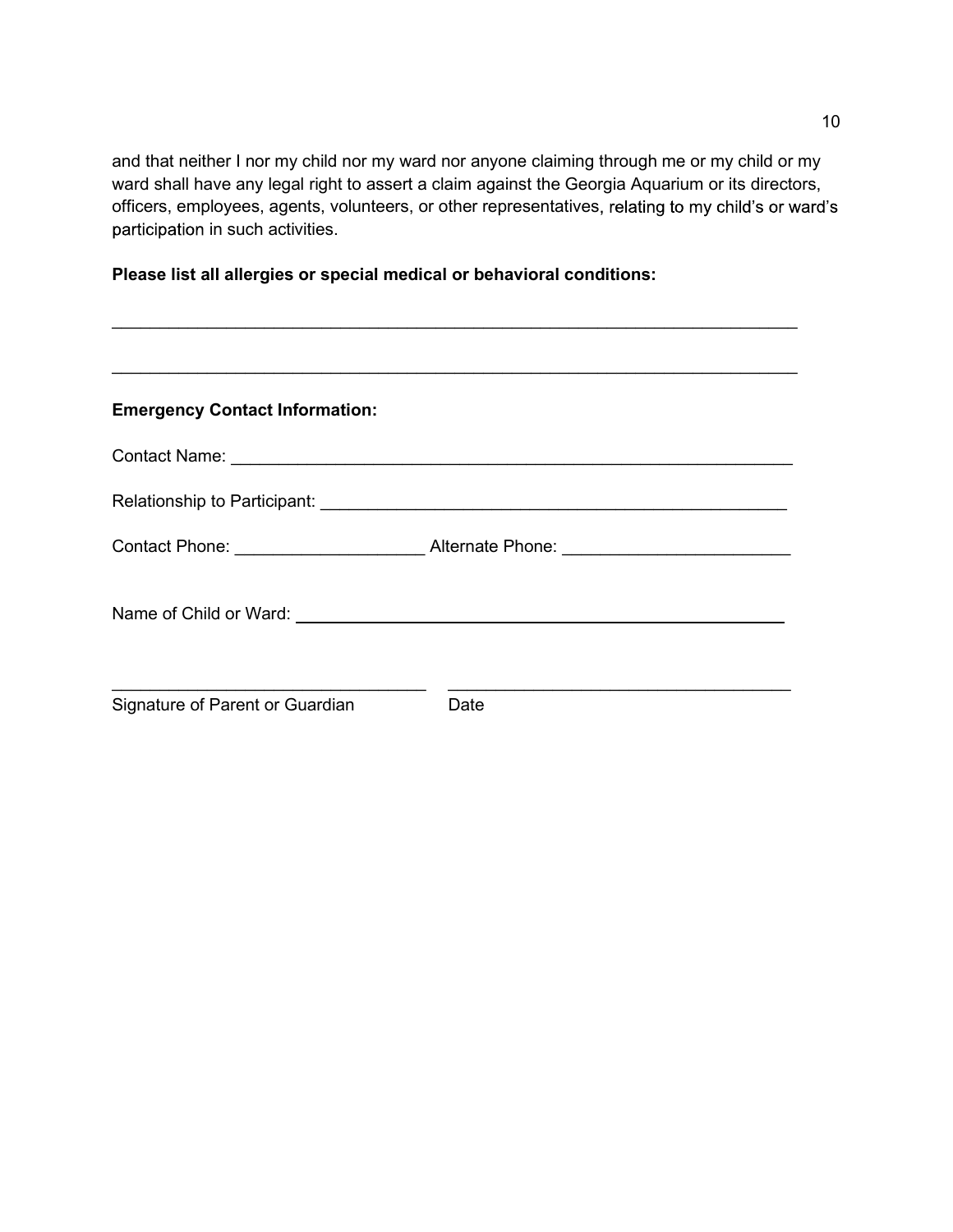and that neither I nor my child nor my ward nor anyone claiming through me or my child or my ward shall have any legal right to assert a claim against the Georgia Aquarium or its directors, officers, employees, agents, volunteers, or other representatives, relating to my child's or ward's participation in such activities.

**Please list all allergies or special medical or behavioral conditions:**

___________________________________________________________________________

___________________________________________________________________________

**Emergency Contact Information:**

Contact Name: _____________________________________________________________

Relationship to Participant: __________________________________________________

Contact Phone: ____________________ Alternate Phone: ________________________

Name of Child or Ward: ______________________________________________________

__________________________________ ____________________________________

Signature of Parent or Guardian Date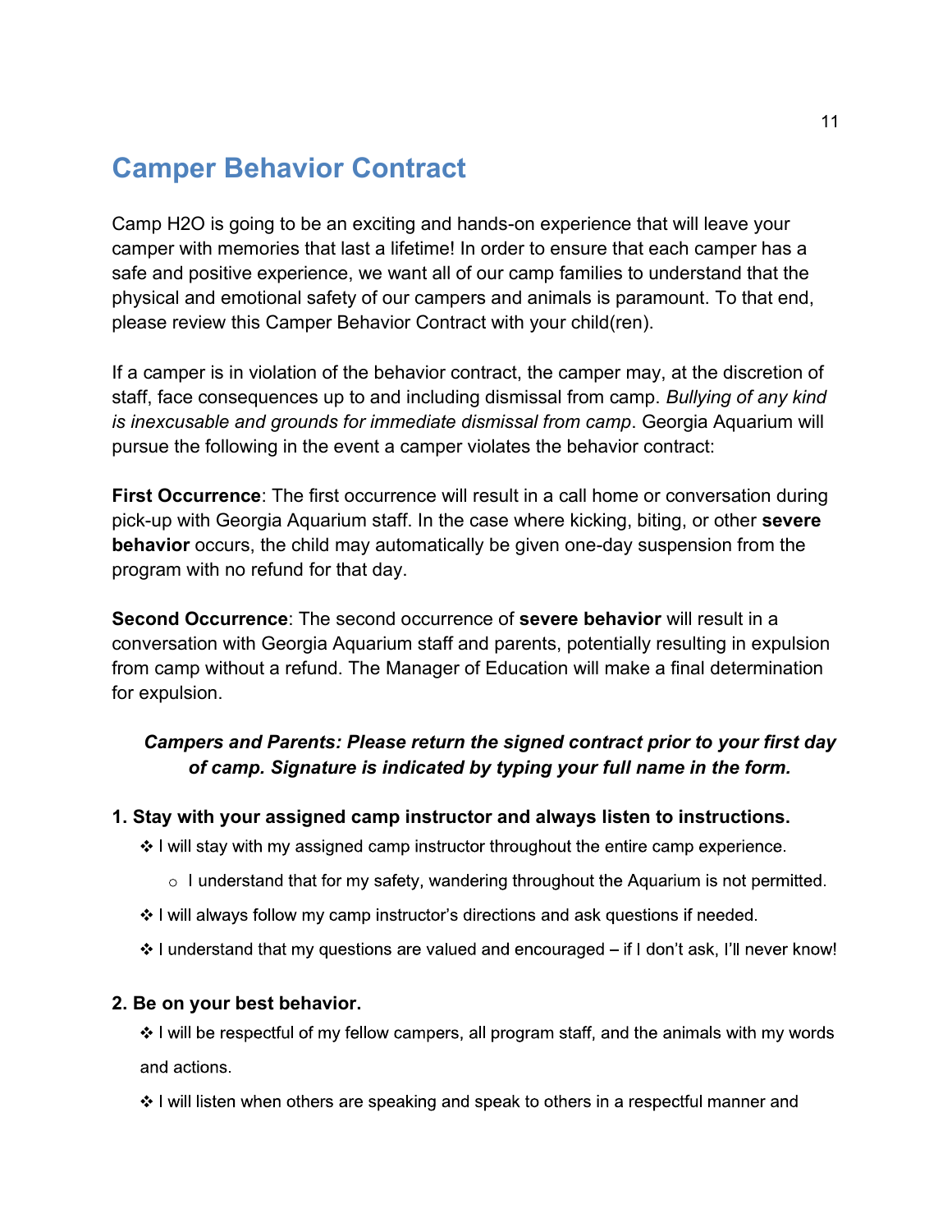# Camper Behavior Contract

Camp H2O is going to be an exciting and hands-on experience that will leave your camper with memories that last a lifetime! In order to ensure that each camper has a safe and positive experience, we want all of our camp families to understand that the physical and emotional safety of our campers and animals is paramount. To that end, please review this Camper Behavior Contract with your child(ren).

If a camper is in violation of the behavior contract, the camper may, at the discretion of staff, face consequences up to and including dismissal from camp. *Bullying of any kind is inexcusable and grounds for immediate dismissal from camp*. Georgia Aquarium will pursue the following in the event a camper violates the behavior contract:

**First Occurrence**: The first occurrence will result in a call home or conversation during pick-up with Georgia Aquarium staff. In the case where kicking, biting, or other **severe behavior** occurs, the child may automatically be given one-day suspension from the program with no refund for that day.

**Second Occurrence**: The second occurrence of **severe behavior** will result in a conversation with Georgia Aquarium staff and parents, potentially resulting in expulsion from camp without a refund. The Manager of Education will make a final determination for expulsion.

***Campers and Parents: Please return the signed contract prior to your first day of camp. Signature is indicated by typing your full name in the form.***

### 1. Stay with your assigned camp instructor and always listen to instructions.

- I will stay with my assigned camp instructor throughout the entire camp experience.
  - I understand that for my safety, wandering throughout the Aquarium is not permitted.
- I will always follow my camp instructor's directions and ask questions if needed.
- I understand that my questions are valued and encouraged – if I don't ask, I'll never know!

### 2. Be on your best behavior.

- I will be respectful of my fellow campers, all program staff, and the animals with my words and actions.
- I will listen when others are speaking and speak to others in a respectful manner and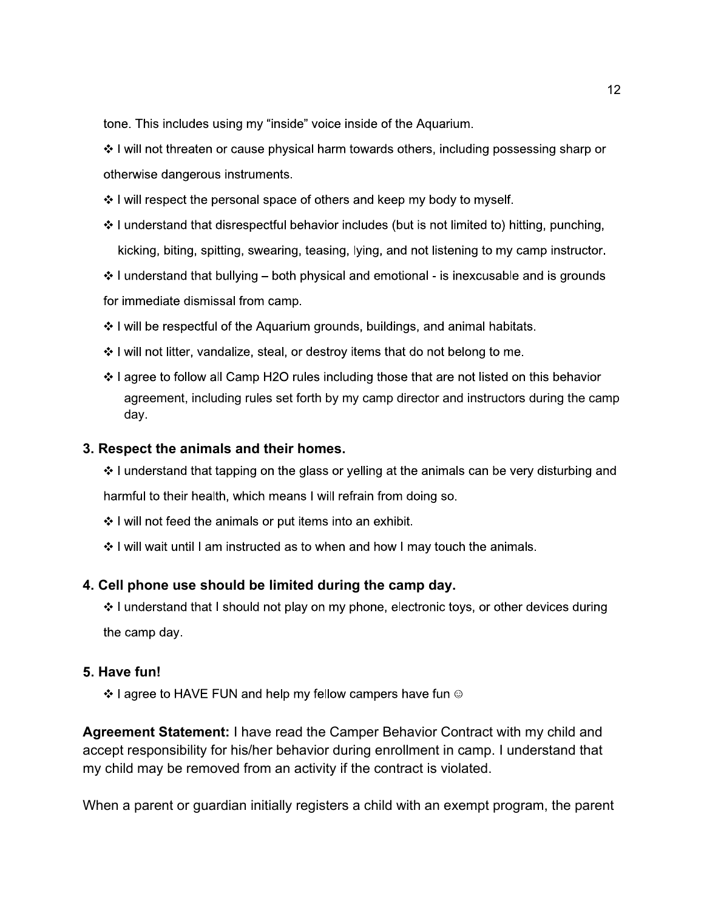tone. This includes using my "inside" voice inside of the Aquarium.

- ❖ I will not threaten or cause physical harm towards others, including possessing sharp or otherwise dangerous instruments.
- ❖ I will respect the personal space of others and keep my body to myself.
- ❖ I understand that disrespectful behavior includes (but is not limited to) hitting, punching, kicking, biting, spitting, swearing, teasing, lying, and not listening to my camp instructor.
- ❖ I understand that bullying – both physical and emotional - is inexcusable and is grounds for immediate dismissal from camp.
- ❖ I will be respectful of the Aquarium grounds, buildings, and animal habitats.
- ❖ I will not litter, vandalize, steal, or destroy items that do not belong to me.
- ❖ I agree to follow all Camp H2O rules including those that are not listed on this behavior agreement, including rules set forth by my camp director and instructors during the camp day.

### 3. Respect the animals and their homes.

- ❖ I understand that tapping on the glass or yelling at the animals can be very disturbing and harmful to their health, which means I will refrain from doing so.
- ❖ I will not feed the animals or put items into an exhibit.
- ❖ I will wait until I am instructed as to when and how I may touch the animals.

### 4. Cell phone use should be limited during the camp day.

- ❖ I understand that I should not play on my phone, electronic toys, or other devices during the camp day.

### 5. Have fun!

- ❖ I agree to HAVE FUN and help my fellow campers have fun ☺

**Agreement Statement:** I have read the Camper Behavior Contract with my child and accept responsibility for his/her behavior during enrollment in camp. I understand that my child may be removed from an activity if the contract is violated.

When a parent or guardian initially registers a child with an exempt program, the parent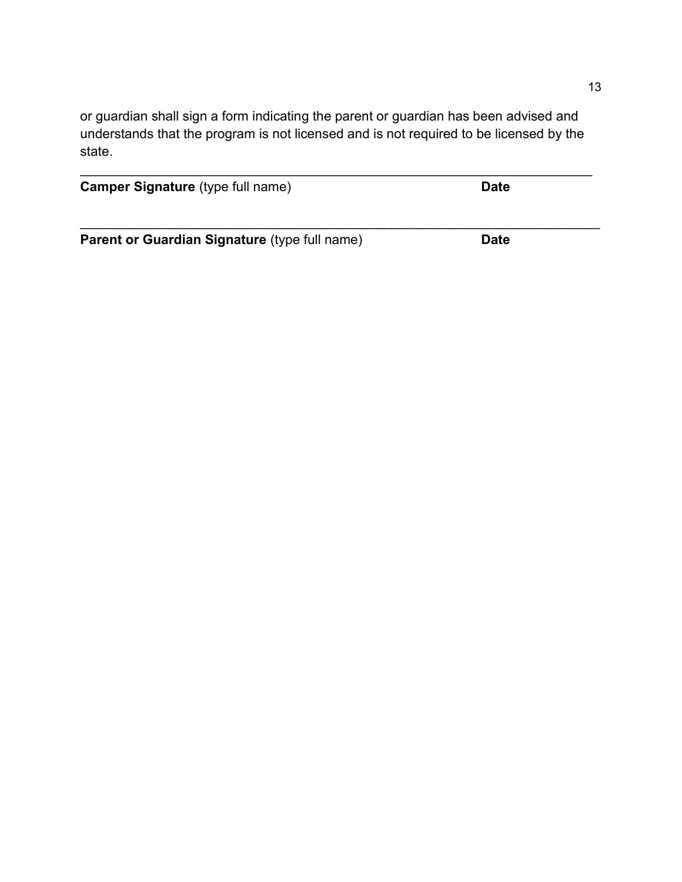or guardian shall sign a form indicating the parent or guardian has been advised and understands that the program is not licensed and is not required to be licensed by the state.

\_\_\_\_\_\_\_\_\_\_\_\_\_\_\_\_\_\_\_\_\_\_\_\_\_\_\_\_\_\_\_\_\_\_\_\_\_\_\_\_\_\_\_\_\_\_\_\_\_\_\_\_\_\_\_\_\_\_\_\_\_\_\_\_\_\_\_\_\_\_\_\_

**Camper Signature** (type full name) **Date**

\_\_\_\_\_\_\_\_\_\_\_\_\_\_\_\_\_\_\_\_\_\_\_\_\_\_\_\_\_\_\_\_\_\_\_\_\_\_\_\_\_\_\_\_\_\_\_\_\_\_\_\_\_\_\_\_\_\_\_\_\_\_\_\_\_\_\_\_\_\_\_\_

**Parent or Guardian Signature** (type full name) **Date**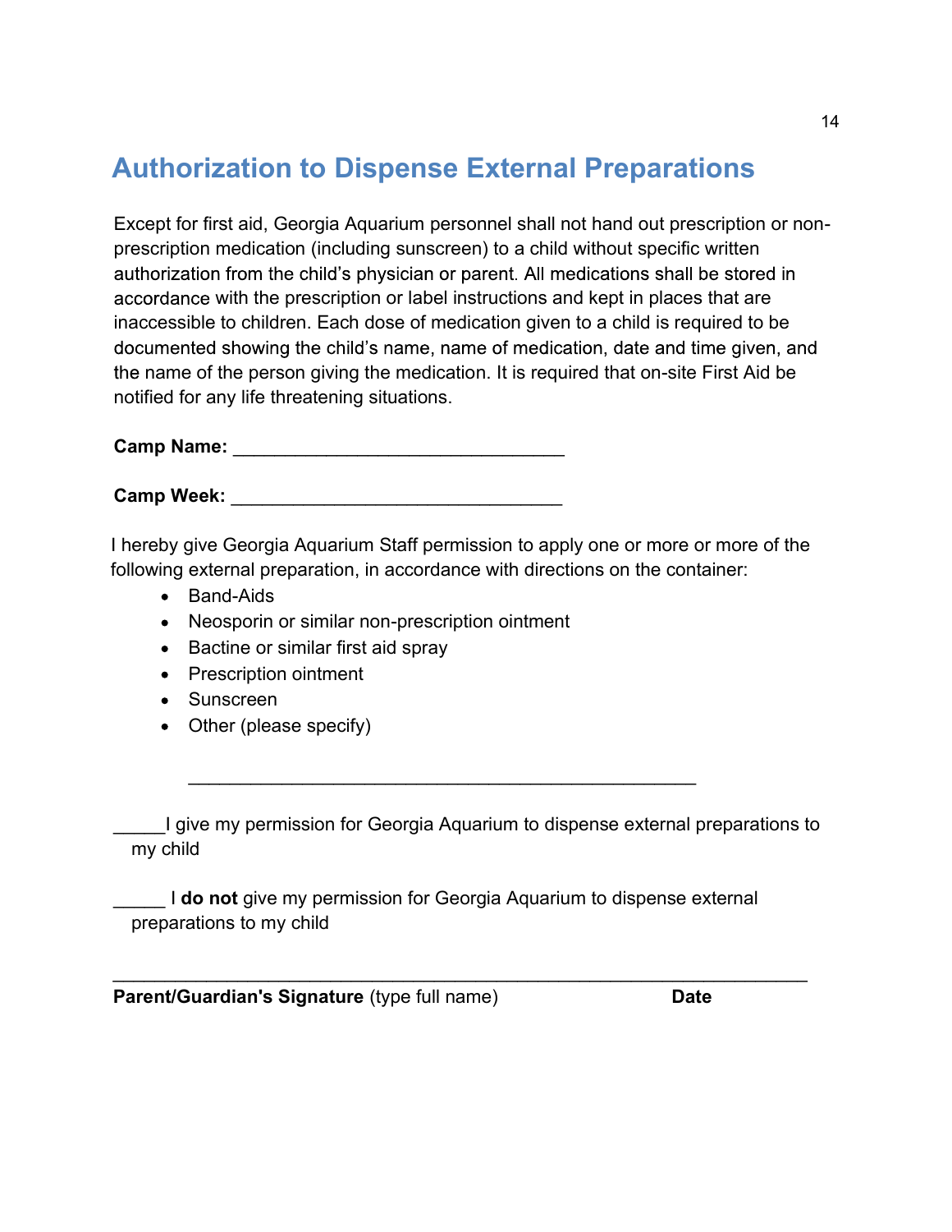# Authorization to Dispense External Preparations

Except for first aid, Georgia Aquarium personnel shall not hand out prescription or non-prescription medication (including sunscreen) to a child without specific written authorization from the child's physician or parent. All medications shall be stored in accordance with the prescription or label instructions and kept in places that are inaccessible to children. Each dose of medication given to a child is required to be documented showing the child's name, name of medication, date and time given, and the name of the person giving the medication. It is required that on-site First Aid be notified for any life threatening situations.

**Camp Name:** ________________________________

**Camp Week:** ________________________________

I hereby give Georgia Aquarium Staff permission to apply one or more or more of the following external preparation, in accordance with directions on the container:

- Band-Aids
- Neosporin or similar non-prescription ointment
- Bactine or similar first aid spray
- Prescription ointment
- Sunscreen
- Other (please specify)

_________________________________________________

_____I give my permission for Georgia Aquarium to dispense external preparations to my child

_____ I **do not** give my permission for Georgia Aquarium to dispense external preparations to my child

___________________________________________________________________

**Parent/Guardian's Signature** (type full name) **Date**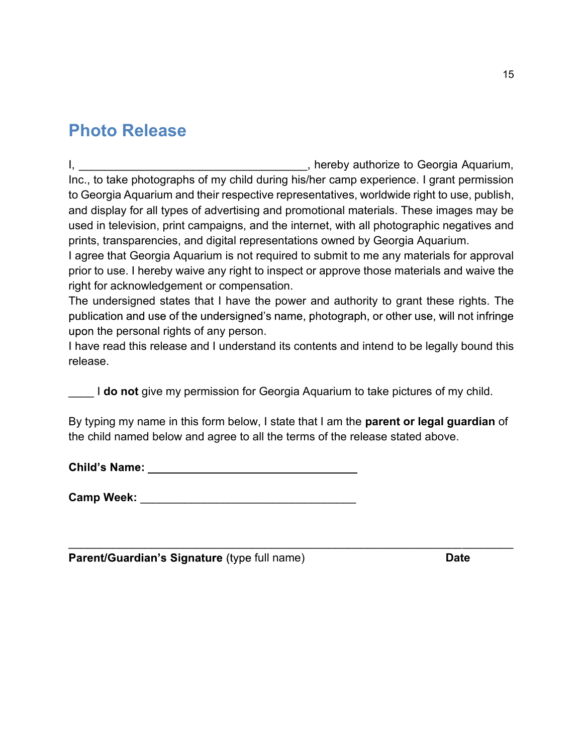## Photo Release

I, ___________________________________, hereby authorize to Georgia Aquarium, Inc., to take photographs of my child during his/her camp experience. I grant permission to Georgia Aquarium and their respective representatives, worldwide right to use, publish, and display for all types of advertising and promotional materials. These images may be used in television, print campaigns, and the internet, with all photographic negatives and prints, transparencies, and digital representations owned by Georgia Aquarium.
I agree that Georgia Aquarium is not required to submit to me any materials for approval prior to use. I hereby waive any right to inspect or approve those materials and waive the right for acknowledgement or compensation.
The undersigned states that I have the power and authority to grant these rights. The publication and use of the undersigned's name, photograph, or other use, will not infringe upon the personal rights of any person.
I have read this release and I understand its contents and intend to be legally bound this release.

____ I **do not** give my permission for Georgia Aquarium to take pictures of my child.

By typing my name in this form below, I state that I am the **parent or legal guardian** of the child named below and agree to all the terms of the release stated above.

**Child's Name:** _________________________________

**Camp Week:** __________________________________

_______________________________________________________________________

**Parent/Guardian's Signature** (type full name) **Date**